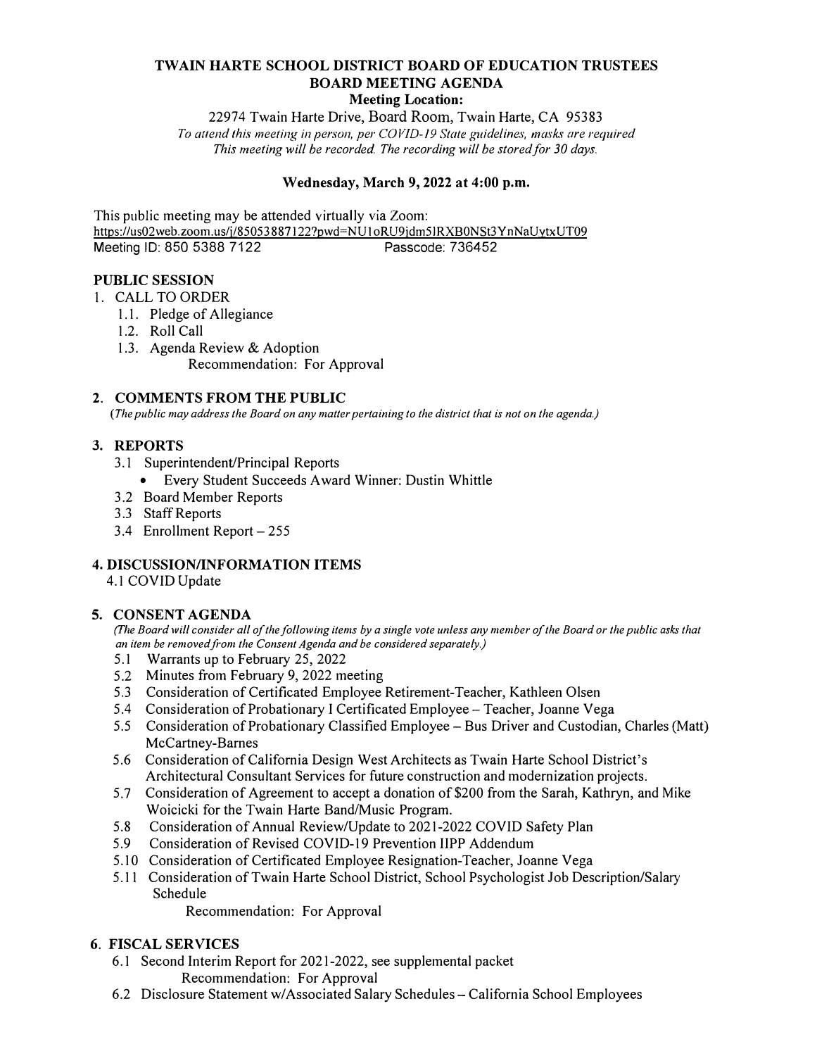# TWAIN HARTE SCHOOL DISTRICT BOARD OF EDUCATION TRUSTEES
## BOARD MEETING AGENDA
**Meeting Location:**

22974 Twain Harte Drive, Board Room, Twain Harte, CA 95383

*To attend this meeting in person, per COVID-19 State guidelines, masks are required*
*This meeting will be recorded. The recording will be stored for 30 days.*

**Wednesday, March 9, 2022 at 4:00 p.m.**

This public meeting may be attended virtually via Zoom:
https://us02web.zoom.us/j/85053887122?pwd=NU1oRU9jdm5lRXB0NSt3YnNaUytxUT09
Meeting ID: 850 5388 7122 Passcode: 736452

### PUBLIC SESSION

1. CALL TO ORDER
   1.1. Pledge of Allegiance
   1.2. Roll Call
   1.3. Agenda Review & Adoption
      Recommendation: For Approval

### 2. COMMENTS FROM THE PUBLIC
*(The public may address the Board on any matter pertaining to the district that is not on the agenda.)*

### 3. REPORTS
- 3.1 Superintendent/Principal Reports
  - Every Student Succeeds Award Winner: Dustin Whittle
- 3.2 Board Member Reports
- 3.3 Staff Reports
- 3.4 Enrollment Report – 255

### 4. DISCUSSION/INFORMATION ITEMS
- 4.1 COVID Update

### 5. CONSENT AGENDA
*(The Board will consider all of the following items by a single vote unless any member of the Board or the public asks that an item be removed from the Consent Agenda and be considered separately.)*

- 5.1 Warrants up to February 25, 2022
- 5.2 Minutes from February 9, 2022 meeting
- 5.3 Consideration of Certificated Employee Retirement-Teacher, Kathleen Olsen
- 5.4 Consideration of Probationary I Certificated Employee – Teacher, Joanne Vega
- 5.5 Consideration of Probationary Classified Employee – Bus Driver and Custodian, Charles (Matt) McCartney-Barnes
- 5.6 Consideration of California Design West Architects as Twain Harte School District's Architectural Consultant Services for future construction and modernization projects.
- 5.7 Consideration of Agreement to accept a donation of $200 from the Sarah, Kathryn, and Mike Woicicki for the Twain Harte Band/Music Program.
- 5.8 Consideration of Annual Review/Update to 2021-2022 COVID Safety Plan
- 5.9 Consideration of Revised COVID-19 Prevention IIPP Addendum
- 5.10 Consideration of Certificated Employee Resignation-Teacher, Joanne Vega
- 5.11 Consideration of Twain Harte School District, School Psychologist Job Description/Salary Schedule

Recommendation: For Approval

### 6. FISCAL SERVICES
- 6.1 Second Interim Report for 2021-2022, see supplemental packet
  Recommendation: For Approval
- 6.2 Disclosure Statement w/Associated Salary Schedules – California School Employees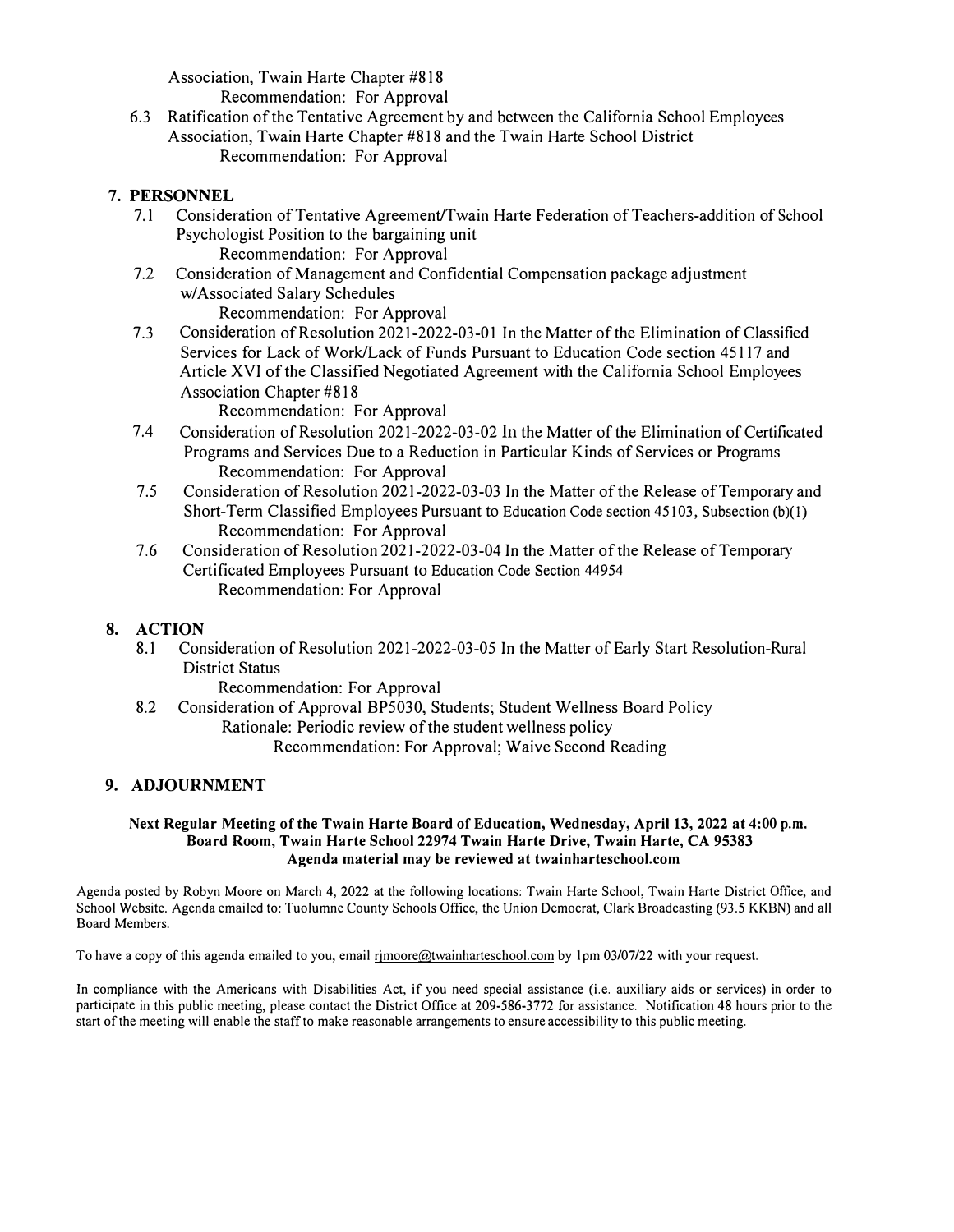Association, Twain Harte Chapter #818
Recommendation: For Approval

6.3 Ratification of the Tentative Agreement by and between the California School Employees Association, Twain Harte Chapter #818 and the Twain Harte School District
Recommendation: For Approval

## 7. PERSONNEL

7.1 Consideration of Tentative Agreement/Twain Harte Federation of Teachers-addition of School Psychologist Position to the bargaining unit
Recommendation: For Approval

7.2 Consideration of Management and Confidential Compensation package adjustment w/Associated Salary Schedules
Recommendation: For Approval

7.3 Consideration of Resolution 2021-2022-03-01 In the Matter of the Elimination of Classified Services for Lack of Work/Lack of Funds Pursuant to Education Code section 45117 and Article XVI of the Classified Negotiated Agreement with the California School Employees Association Chapter #818
Recommendation: For Approval

7.4 Consideration of Resolution 2021-2022-03-02 In the Matter of the Elimination of Certificated Programs and Services Due to a Reduction in Particular Kinds of Services or Programs
Recommendation: For Approval

7.5 Consideration of Resolution 2021-2022-03-03 In the Matter of the Release of Temporary and Short-Term Classified Employees Pursuant to Education Code section 45103, Subsection (b)(1)
Recommendation: For Approval

7.6 Consideration of Resolution 2021-2022-03-04 In the Matter of the Release of Temporary Certificated Employees Pursuant to Education Code Section 44954
Recommendation: For Approval

## 8. ACTION

8.1 Consideration of Resolution 2021-2022-03-05 In the Matter of Early Start Resolution-Rural District Status
Recommendation: For Approval

8.2 Consideration of Approval BP5030, Students; Student Wellness Board Policy
Rationale: Periodic review of the student wellness policy
Recommendation: For Approval; Waive Second Reading

## 9. ADJOURNMENT

**Next Regular Meeting of the Twain Harte Board of Education, Wednesday, April 13, 2022 at 4:00 p.m.**
**Board Room, Twain Harte School 22974 Twain Harte Drive, Twain Harte, CA 95383**
**Agenda material may be reviewed at twainharteschool.com**

Agenda posted by Robyn Moore on March 4, 2022 at the following locations: Twain Harte School, Twain Harte District Office, and School Website. Agenda emailed to: Tuolumne County Schools Office, the Union Democrat, Clark Broadcasting (93.5 KKBN) and all Board Members.

To have a copy of this agenda emailed to you, email rjmoore@twainharteschool.com by 1pm 03/07/22 with your request.

In compliance with the Americans with Disabilities Act, if you need special assistance (i.e. auxiliary aids or services) in order to participate in this public meeting, please contact the District Office at 209-586-3772 for assistance. Notification 48 hours prior to the start of the meeting will enable the staff to make reasonable arrangements to ensure accessibility to this public meeting.